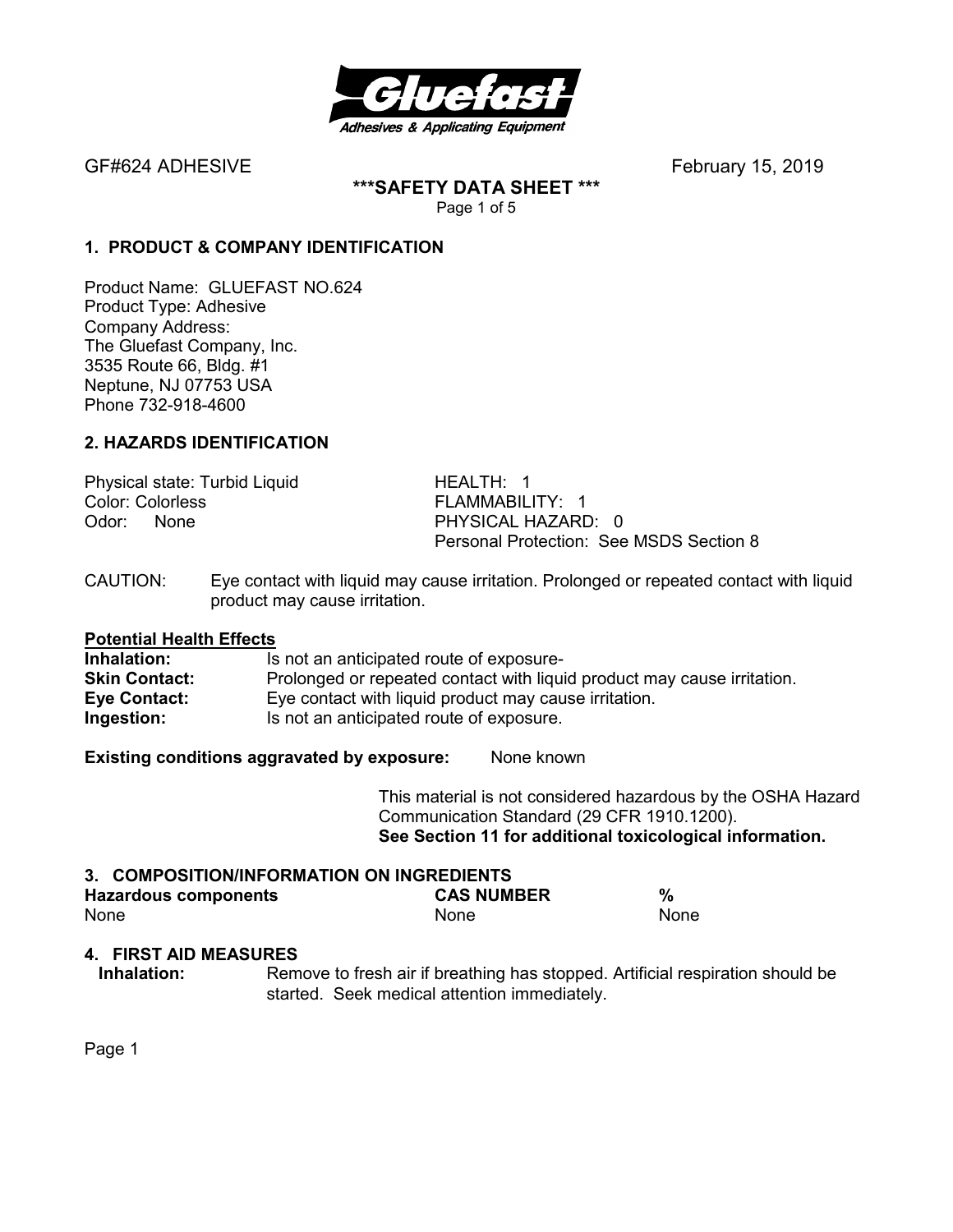GF#624 ADHESIVE February 15, 2019

**\*\*\*SAFETY DATA SHEET \*\*\***

## 1. PRODUCT & COMPANY IDENTIFICATION

Product Name: GLUEFAST NO.624
Product Type: Adhesive
Company Address:
The Gluefast Company, Inc.
3535 Route 66, Bldg. #1
Neptune, NJ 07753 USA
Phone 732-918-4600

## 2. HAZARDS IDENTIFICATION

Physical state: Turbid Liquid
Color: Colorless
Odor: None

HEALTH: 1
FLAMMABILITY: 1
PHYSICAL HAZARD: 0
Personal Protection: See MSDS Section 8

CAUTION: Eye contact with liquid may cause irritation. Prolonged or repeated contact with liquid product may cause irritation.

**Potential Health Effects**

**Inhalation:** Is not an anticipated route of exposure-
**Skin Contact:** Prolonged or repeated contact with liquid product may cause irritation.
**Eye Contact:** Eye contact with liquid product may cause irritation.
**Ingestion:** Is not an anticipated route of exposure.

**Existing conditions aggravated by exposure:** None known

This material is not considered hazardous by the OSHA Hazard Communication Standard (29 CFR 1910.1200).
**See Section 11 for additional toxicological information.**

## 3. COMPOSITION/INFORMATION ON INGREDIENTS

| Hazardous components | CAS NUMBER | % |
|---|---|---|
| None | None | None |

## 4. FIRST AID MEASURES

**Inhalation:** Remove to fresh air if breathing has stopped. Artificial respiration should be started. Seek medical attention immediately.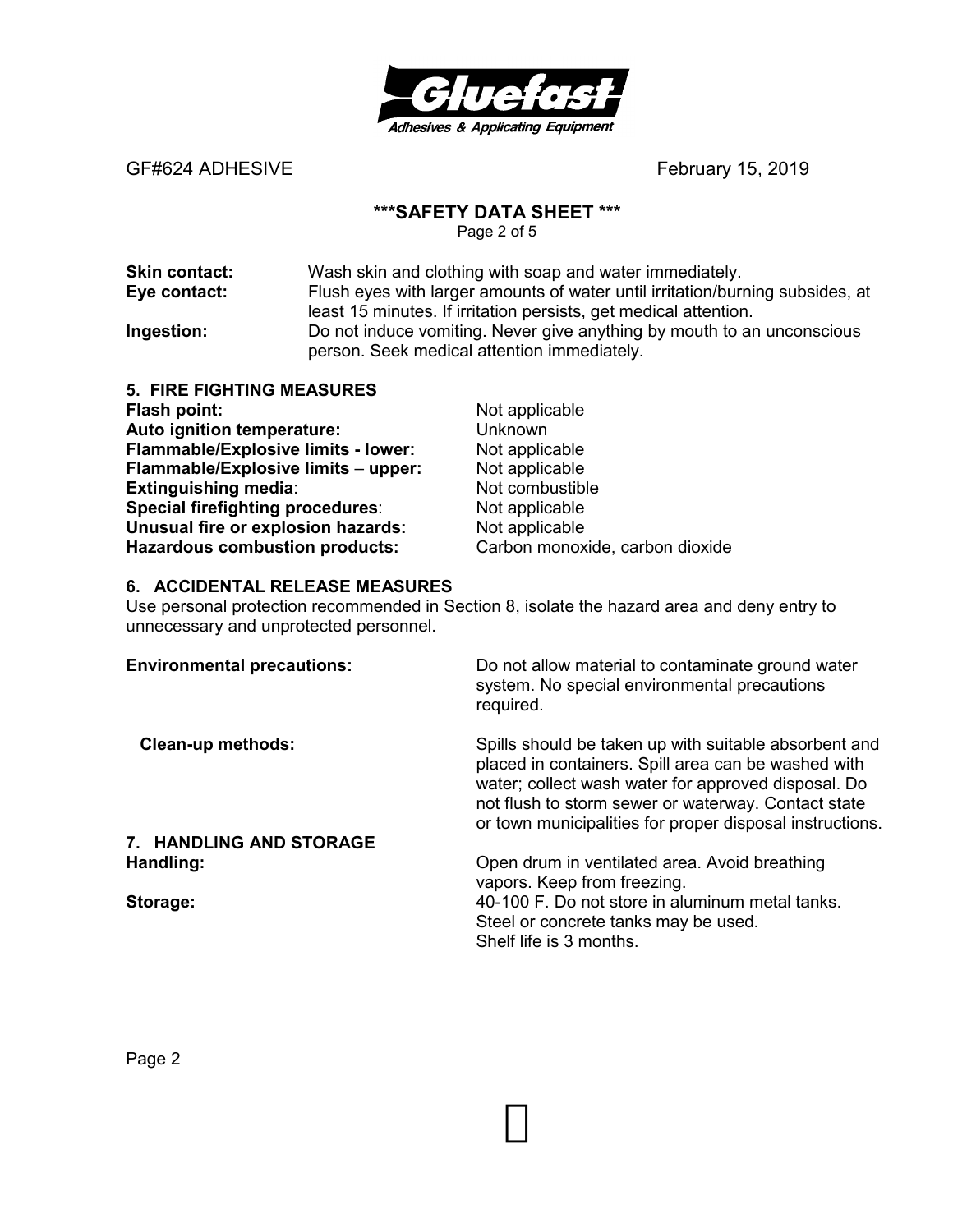**Skin contact:** Wash skin and clothing with soap and water immediately.

**Eye contact:** Flush eyes with larger amounts of water until irritation/burning subsides, at least 15 minutes. If irritation persists, get medical attention.

**Ingestion:** Do not induce vomiting. Never give anything by mouth to an unconscious person. Seek medical attention immediately.

## 5. FIRE FIGHTING MEASURES

**Flash point:** Not applicable
**Auto ignition temperature:** Unknown
**Flammable/Explosive limits - lower:** Not applicable
**Flammable/Explosive limits – upper:** Not applicable
**Extinguishing media**: Not combustible
**Special firefighting procedures**: Not applicable
**Unusual fire or explosion hazards:** Not applicable
**Hazardous combustion products:** Carbon monoxide, carbon dioxide

## 6. ACCIDENTAL RELEASE MEASURES

Use personal protection recommended in Section 8, isolate the hazard area and deny entry to unnecessary and unprotected personnel.

**Environmental precautions:** Do not allow material to contaminate ground water system. No special environmental precautions required.

**Clean-up methods:** Spills should be taken up with suitable absorbent and placed in containers. Spill area can be washed with water; collect wash water for approved disposal. Do not flush to storm sewer or waterway. Contact state or town municipalities for proper disposal instructions.

## 7. HANDLING AND STORAGE

**Handling:** Open drum in ventilated area. Avoid breathing vapors. Keep from freezing.

**Storage:** 40-100 F. Do not store in aluminum metal tanks. Steel or concrete tanks may be used. Shelf life is 3 months.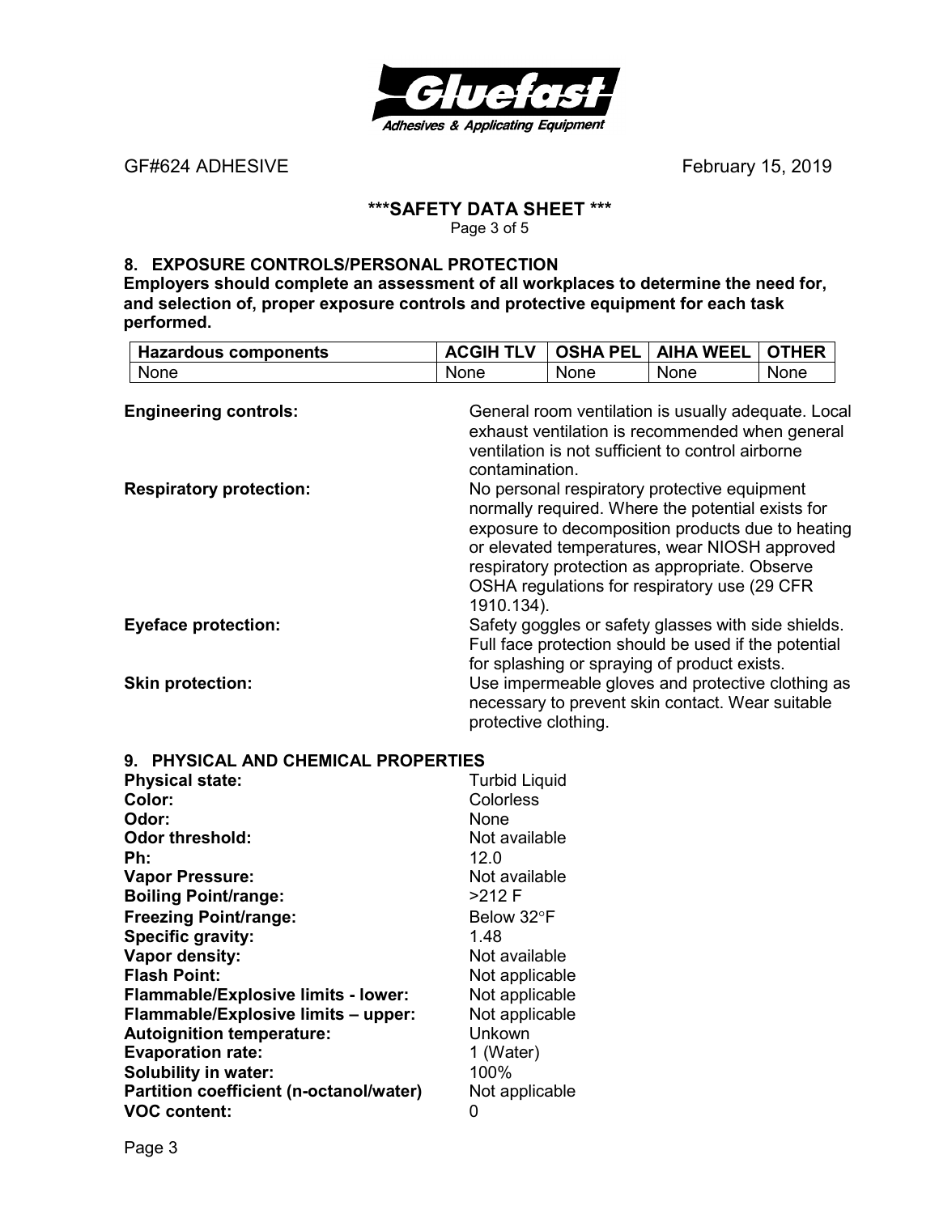GF#624 ADHESIVE February 15, 2019

**\*\*\*SAFETY DATA SHEET \*\*\***

## 8. EXPOSURE CONTROLS/PERSONAL PROTECTION

**Employers should complete an assessment of all workplaces to determine the need for, and selection of, proper exposure controls and protective equipment for each task performed.**

| Hazardous components | ACGIH TLV | OSHA PEL | AIHA WEEL | OTHER |
|---|---|---|---|---|
| None | None | None | None | None |

**Engineering controls:** General room ventilation is usually adequate. Local exhaust ventilation is recommended when general ventilation is not sufficient to control airborne contamination.

**Respiratory protection:** No personal respiratory protective equipment normally required. Where the potential exists for exposure to decomposition products due to heating or elevated temperatures, wear NIOSH approved respiratory protection as appropriate. Observe OSHA regulations for respiratory use (29 CFR 1910.134).

**Eyeface protection:** Safety goggles or safety glasses with side shields. Full face protection should be used if the potential for splashing or spraying of product exists.

**Skin protection:** Use impermeable gloves and protective clothing as necessary to prevent skin contact. Wear suitable protective clothing.

## 9. PHYSICAL AND CHEMICAL PROPERTIES

**Physical state:** Turbid Liquid
**Color:** Colorless
**Odor:** None
**Odor threshold:** Not available
**Ph:** 12.0
**Vapor Pressure:** Not available
**Boiling Point/range:** >212 F
**Freezing Point/range:** Below 32°F
**Specific gravity:** 1.48
**Vapor density:** Not available
**Flash Point:** Not applicable
**Flammable/Explosive limits - lower:** Not applicable
**Flammable/Explosive limits – upper:** Not applicable
**Autoignition temperature:** Unkown
**Evaporation rate:** 1 (Water)
**Solubility in water:** 100%
**Partition coefficient (n-octanol/water)** Not applicable
**VOC content:** 0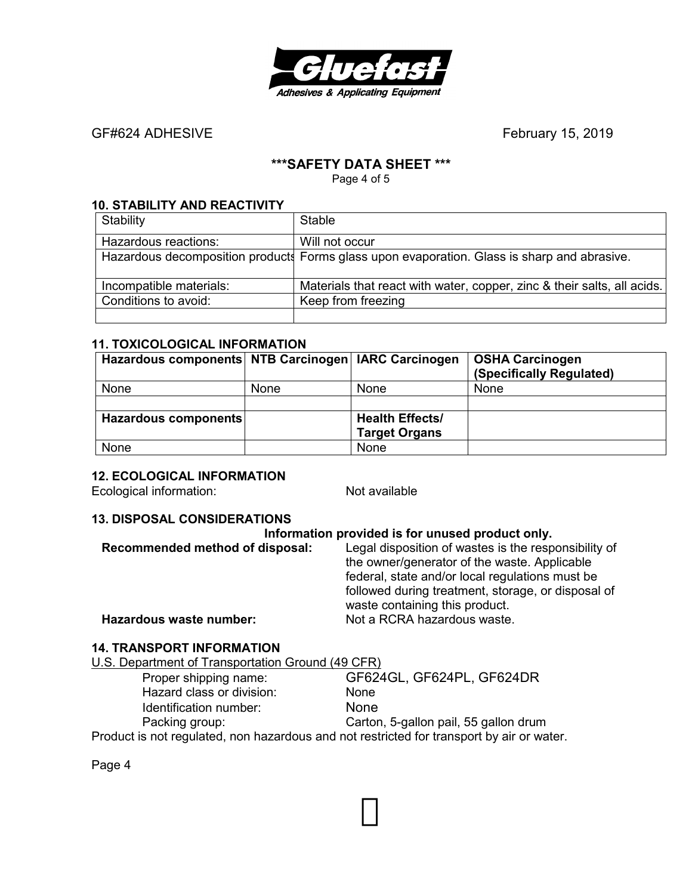GF#624 ADHESIVE February 15, 2019

**\*\*\*SAFETY DATA SHEET \*\*\***

## 10. STABILITY AND REACTIVITY

| Stability | Stable |
|---|---|
| Hazardous reactions: | Will not occur |
| Hazardous decomposition products | Forms glass upon evaporation. Glass is sharp and abrasive. |
| Incompatible materials: | Materials that react with water, copper, zinc & their salts, all acids. |
| Conditions to avoid: | Keep from freezing |
| | |

## 11. TOXICOLOGICAL INFORMATION

| Hazardous components | NTB Carcinogen | IARC Carcinogen | OSHA Carcinogen (Specifically Regulated) |
|---|---|---|---|
| None | None | None | None |
| | | | |
| **Hazardous components** | | **Health Effects/ Target Organs** | |
| None | | None | |

## 12. ECOLOGICAL INFORMATION

Ecological information: Not available

## 13. DISPOSAL CONSIDERATIONS

**Information provided is for unused product only.**

**Recommended method of disposal:** Legal disposition of wastes is the responsibility of the owner/generator of the waste. Applicable federal, state and/or local regulations must be followed during treatment, storage, or disposal of waste containing this product.

**Hazardous waste number:** Not a RCRA hazardous waste.

## 14. TRANSPORT INFORMATION

U.S. Department of Transportation Ground (49 CFR)

- Proper shipping name: GF624GL, GF624PL, GF624DR
- Hazard class or division: None
- Identification number: None
- Packing group: Carton, 5-gallon pail, 55 gallon drum

Product is not regulated, non hazardous and not restricted for transport by air or water.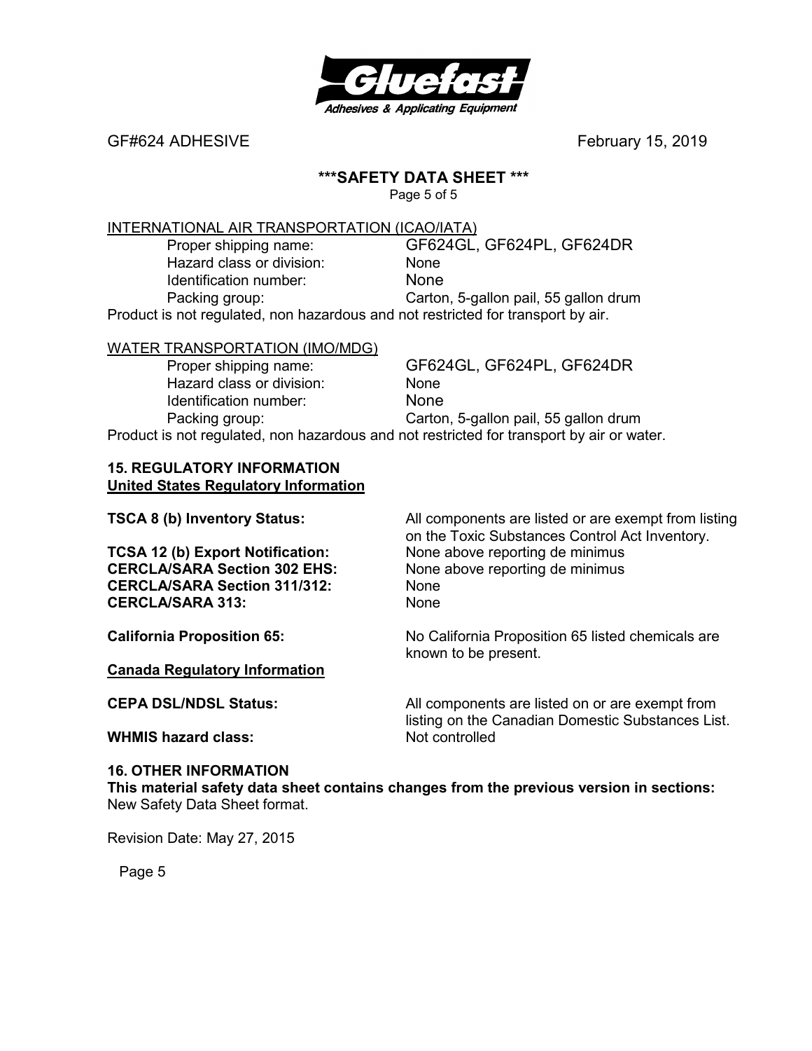INTERNATIONAL AIR TRANSPORTATION (ICAO/IATA)

| | |
|---|---|
| Proper shipping name: | GF624GL, GF624PL, GF624DR |
| Hazard class or division: | None |
| Identification number: | None |
| Packing group: | Carton, 5-gallon pail, 55 gallon drum |

Product is not regulated, non hazardous and not restricted for transport by air.

WATER TRANSPORTATION (IMO/MDG)

| | |
|---|---|
| Proper shipping name: | GF624GL, GF624PL, GF624DR |
| Hazard class or division: | None |
| Identification number: | None |
| Packing group: | Carton, 5-gallon pail, 55 gallon drum |

Product is not regulated, non hazardous and not restricted for transport by air or water.

## 15. REGULATORY INFORMATION

**United States Regulatory Information**

**TSCA 8 (b) Inventory Status:** All components are listed or are exempt from listing on the Toxic Substances Control Act Inventory.

**TCSA 12 (b) Export Notification:** None above reporting de minimus

**CERCLA/SARA Section 302 EHS:** None above reporting de minimus

**CERCLA/SARA Section 311/312:** None

**CERCLA/SARA 313:** None

**California Proposition 65:** No California Proposition 65 listed chemicals are known to be present.

**Canada Regulatory Information**

**CEPA DSL/NDSL Status:** All components are listed on or are exempt from listing on the Canadian Domestic Substances List.

**WHMIS hazard class:** Not controlled

## 16. OTHER INFORMATION

**This material safety data sheet contains changes from the previous version in sections:** New Safety Data Sheet format.

Revision Date: May 27, 2015